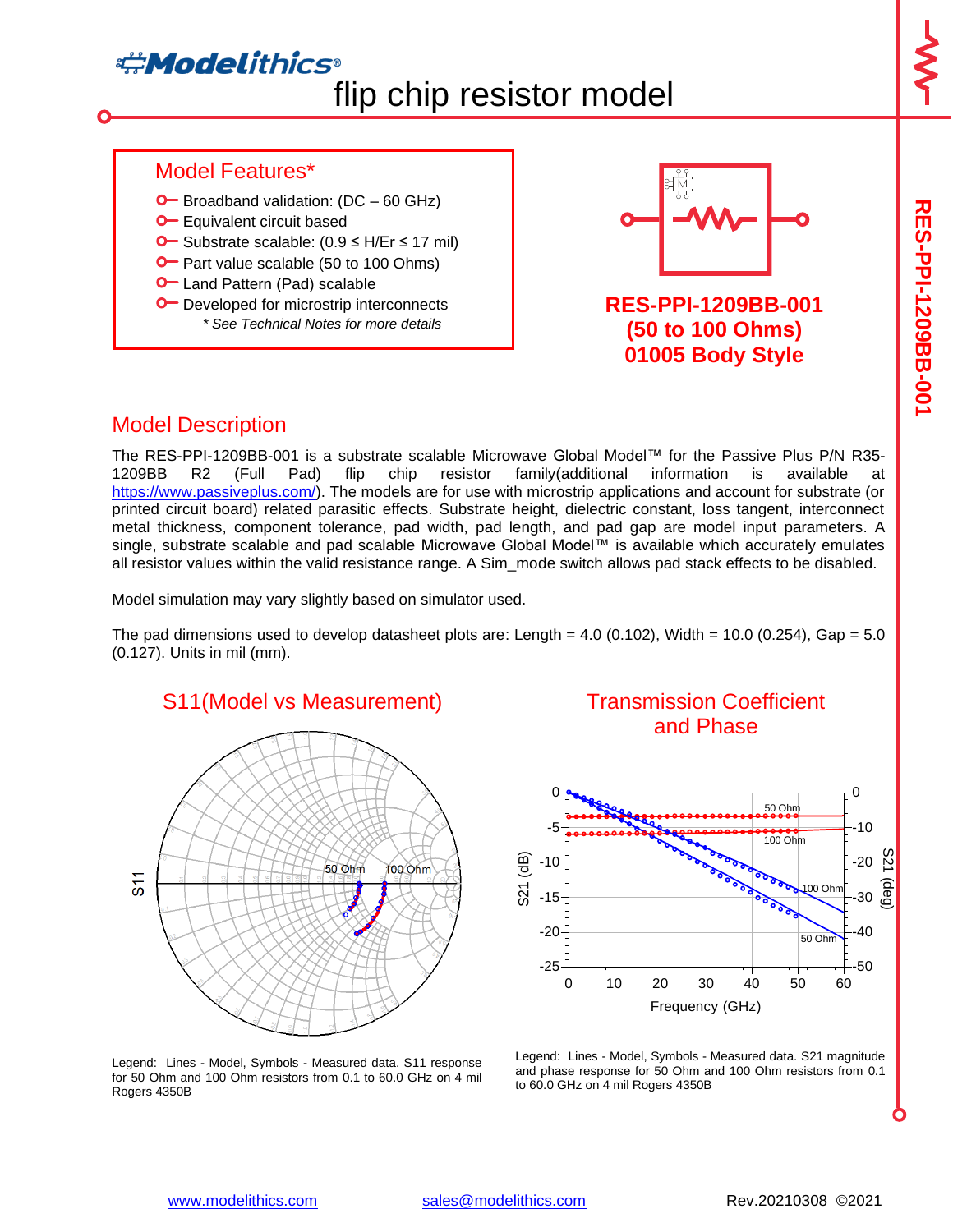# flip chip resistor model

## Model Features*

- Broadband validation: (DC – 60 GHz)
- Equivalent circuit based
- Substrate scalable: (0.9 ≤ H/Er ≤ 17 mil)
- Part value scalable (50 to 100 Ohms)
- Land Pattern (Pad) scalable
- Developed for microstrip interconnects

*\* See Technical Notes for more details*

**RES-PPI-1209BB-001**
**(50 to 100 Ohms)**
**01005 Body Style**

## Model Description

The RES-PPI-1209BB-001 is a substrate scalable Microwave Global Model™ for the Passive Plus P/N R35-1209BB R2 (Full Pad) flip chip resistor family(additional information is available at https://www.passiveplus.com/). The models are for use with microstrip applications and account for substrate (or printed circuit board) related parasitic effects. Substrate height, dielectric constant, loss tangent, interconnect metal thickness, component tolerance, pad width, pad length, and pad gap are model input parameters. A single, substrate scalable and pad scalable Microwave Global Model™ is available which accurately emulates all resistor values within the valid resistance range. A Sim_mode switch allows pad stack effects to be disabled.

Model simulation may vary slightly based on simulator used.

The pad dimensions used to develop datasheet plots are: Length = 4.0 (0.102), Width = 10.0 (0.254), Gap = 5.0 (0.127). Units in mil (mm).

### S11(Model vs Measurement)

Legend: Lines - Model, Symbols - Measured data. S11 response for 50 Ohm and 100 Ohm resistors from 0.1 to 60.0 GHz on 4 mil Rogers 4350B

### Transmission Coefficient and Phase

Legend: Lines - Model, Symbols - Measured data. S21 magnitude and phase response for 50 Ohm and 100 Ohm resistors from 0.1 to 60.0 GHz on 4 mil Rogers 4350B

www.modelithics.com sales@modelithics.com Rev.20210308 ©2021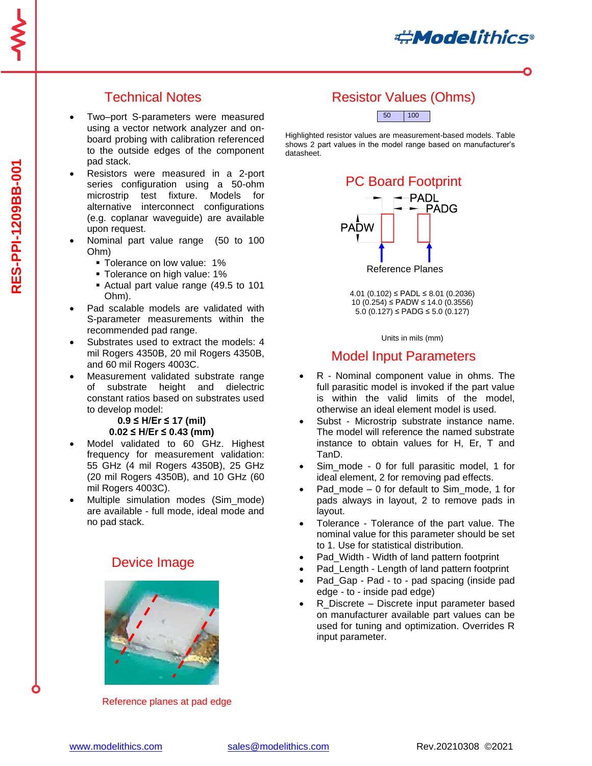## Technical Notes

- Two–port S-parameters were measured using a vector network analyzer and on-board probing with calibration referenced to the outside edges of the component pad stack.
- Resistors were measured in a 2-port series configuration using a 50-ohm microstrip test fixture. Models for alternative interconnect configurations (e.g. coplanar waveguide) are available upon request.
- Nominal part value range (50 to 100 Ohm)
  - Tolerance on low value: 1%
  - Tolerance on high value: 1%
  - Actual part value range (49.5 to 101 Ohm).
- Pad scalable models are validated with S-parameter measurements within the recommended pad range.
- Substrates used to extract the models: 4 mil Rogers 4350B, 20 mil Rogers 4350B, and 60 mil Rogers 4003C.
- Measurement validated substrate range of substrate height and dielectric constant ratios based on substrates used to develop model:

  **0.9 ≤ H/Er ≤ 17 (mil)**

  **0.02 ≤ H/Er ≤ 0.43 (mm)**
- Model validated to 60 GHz. Highest frequency for measurement validation: 55 GHz (4 mil Rogers 4350B), 25 GHz (20 mil Rogers 4350B), and 10 GHz (60 mil Rogers 4003C).
- Multiple simulation modes (Sim_mode) are available - full mode, ideal mode and no pad stack.

## Device Image

Reference planes at pad edge

## Resistor Values (Ohms)

| 50 | 100 |
|---|---|

Highlighted resistor values are measurement-based models. Table shows 2 part values in the model range based on manufacturer's datasheet.

## PC Board Footprint

PADL, PADG, PADW

Reference Planes

4.01 (0.102) ≤ PADL ≤ 8.01 (0.2036)
10 (0.254) ≤ PADW ≤ 14.0 (0.3556)
5.0 (0.127) ≤ PADG ≤ 5.0 (0.127)

Units in mils (mm)

## Model Input Parameters

- R - Nominal component value in ohms. The full parasitic model is invoked if the part value is within the valid limits of the model, otherwise an ideal element model is used.
- Subst - Microstrip substrate instance name. The model will reference the named substrate instance to obtain values for H, Er, T and TanD.
- Sim_mode - 0 for full parasitic model, 1 for ideal element, 2 for removing pad effects.
- Pad_mode – 0 for default to Sim_mode, 1 for pads always in layout, 2 to remove pads in layout.
- Tolerance - Tolerance of the part value. The nominal value for this parameter should be set to 1. Use for statistical distribution.
- Pad_Width - Width of land pattern footprint
- Pad_Length - Length of land pattern footprint
- Pad_Gap - Pad - to - pad spacing (inside pad edge - to - inside pad edge)
- R_Discrete – Discrete input parameter based on manufacturer available part values can be used for tuning and optimization. Overrides R input parameter.

www.modelithics.com sales@modelithics.com Rev.20210308 ©2021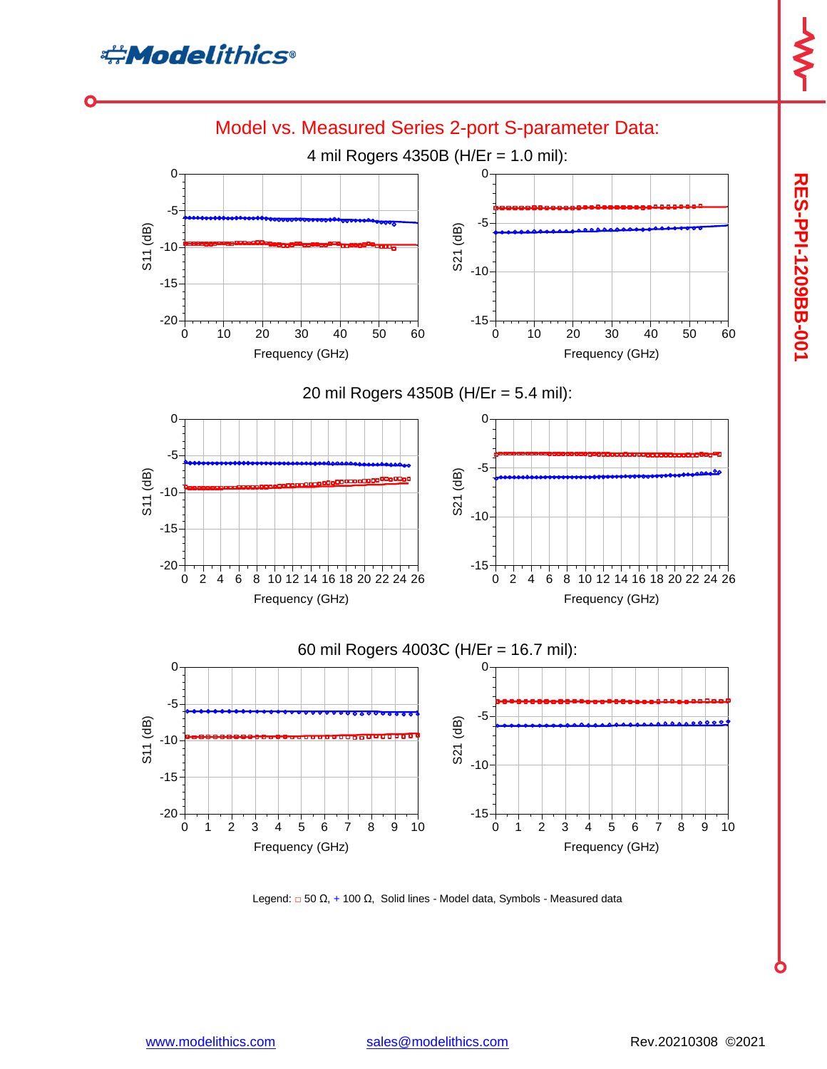## Model vs. Measured Series 2-port S-parameter Data:

4 mil Rogers 4350B (H/Er = 1.0 mil):

20 mil Rogers 4350B (H/Er = 5.4 mil):

60 mil Rogers 4003C (H/Er = 16.7 mil):

Legend: □ 50 Ω, + 100 Ω, Solid lines - Model data, Symbols - Measured data

RES-PPI-1209BB-001

www.modelithics.com sales@modelithics.com Rev.20210308 ©2021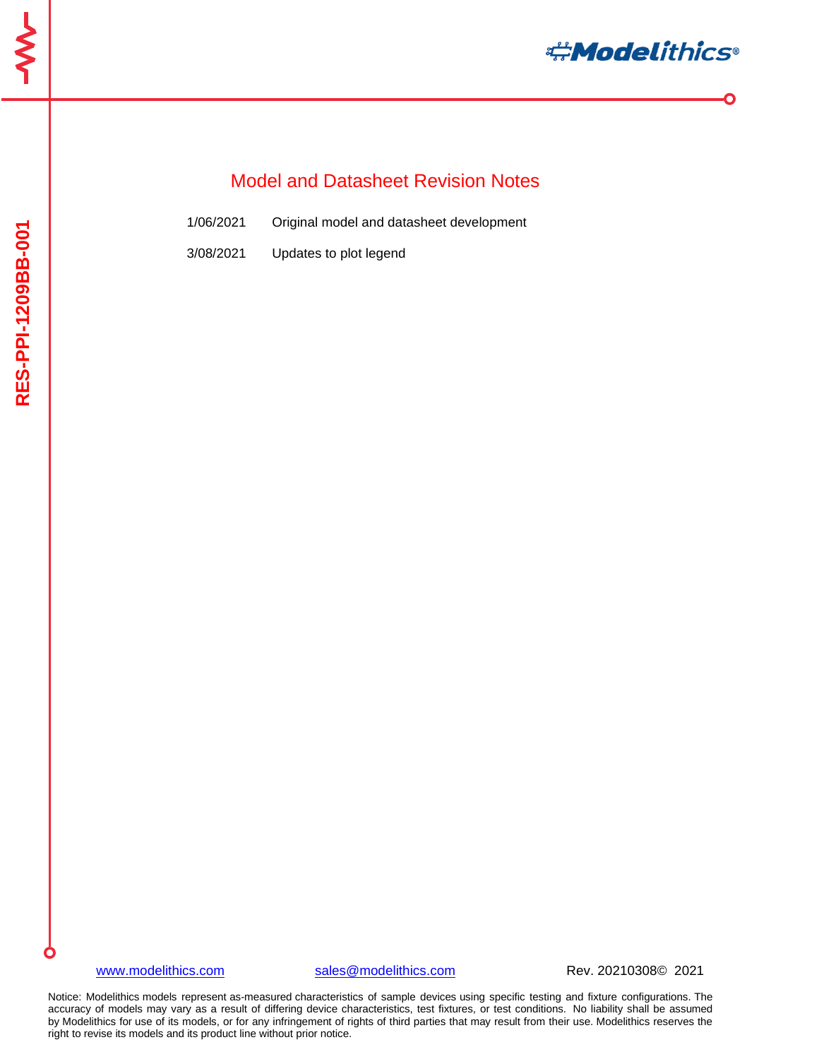# Model and Datasheet Revision Notes

| | |
|---|---|
| 1/06/2021 | Original model and datasheet development |
| 3/08/2021 | Updates to plot legend |

Notice: Modelithics models represent as-measured characteristics of sample devices using specific testing and fixture configurations. The accuracy of models may vary as a result of differing device characteristics, test fixtures, or test conditions. No liability shall be assumed by Modelithics for use of its models, or for any infringement of rights of third parties that may result from their use. Modelithics reserves the right to revise its models and its product line without prior notice.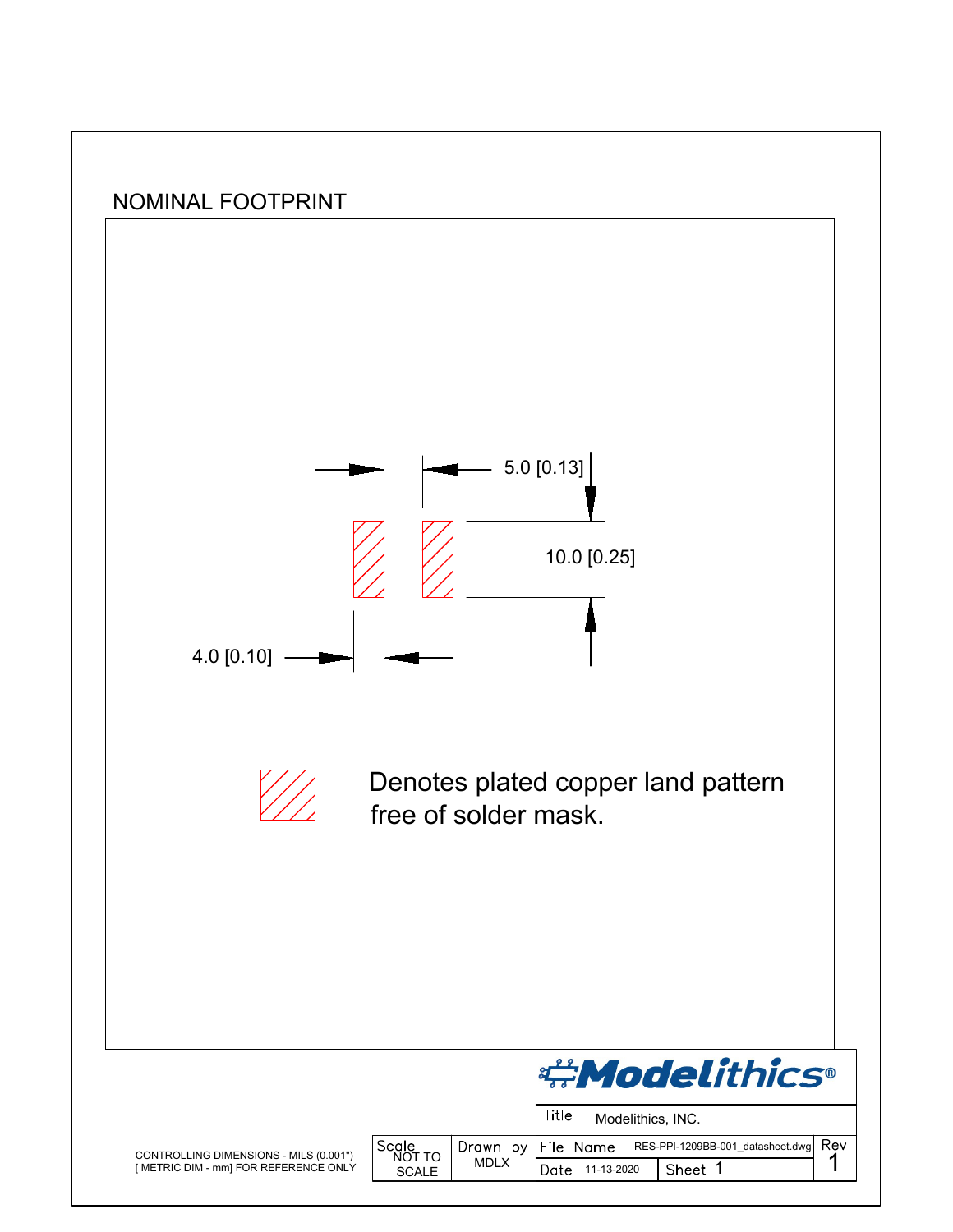## NOMINAL FOOTPRINT

5.0 [0.13]

10.0 [0.25]

4.0 [0.10]

Denotes plated copper land pattern free of solder mask.

CONTROLLING DIMENSIONS - MILS (0.001")
[ METRIC DIM - mm] FOR REFERENCE ONLY

| | | | | |
|---|---|---|---|---|
| Scale NOT TO SCALE | Drawn by MDLX | Title Modelithics, INC. | | |
| | | File Name RES-PPI-1209BB-001_datasheet.dwg | | Rev 1 |
| | | Date 11-13-2020 | Sheet 1 | |

Modelithics®